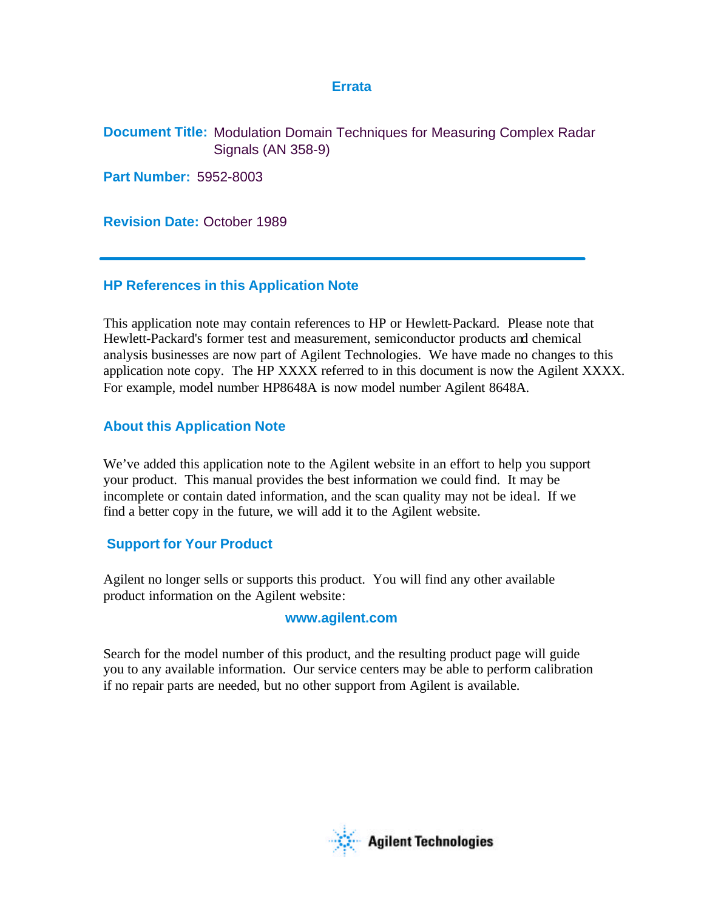# Errata

**Document Title:** Modulation Domain Techniques for Measuring Complex Radar Signals (AN 358-9)

**Part Number:** 5952-8003

**Revision Date:** October 1989

---

## HP References in this Application Note

This application note may contain references to HP or Hewlett-Packard. Please note that Hewlett-Packard's former test and measurement, semiconductor products and chemical analysis businesses are now part of Agilent Technologies. We have made no changes to this application note copy. The HP XXXX referred to in this document is now the Agilent XXXX. For example, model number HP8648A is now model number Agilent 8648A.

## About this Application Note

We've added this application note to the Agilent website in an effort to help you support your product. This manual provides the best information we could find. It may be incomplete or contain dated information, and the scan quality may not be ideal. If we find a better copy in the future, we will add it to the Agilent website.

## Support for Your Product

Agilent no longer sells or supports this product. You will find any other available product information on the Agilent website:

**www.agilent.com**

Search for the model number of this product, and the resulting product page will guide you to any available information. Our service centers may be able to perform calibration if no repair parts are needed, but no other support from Agilent is available.

Agilent Technologies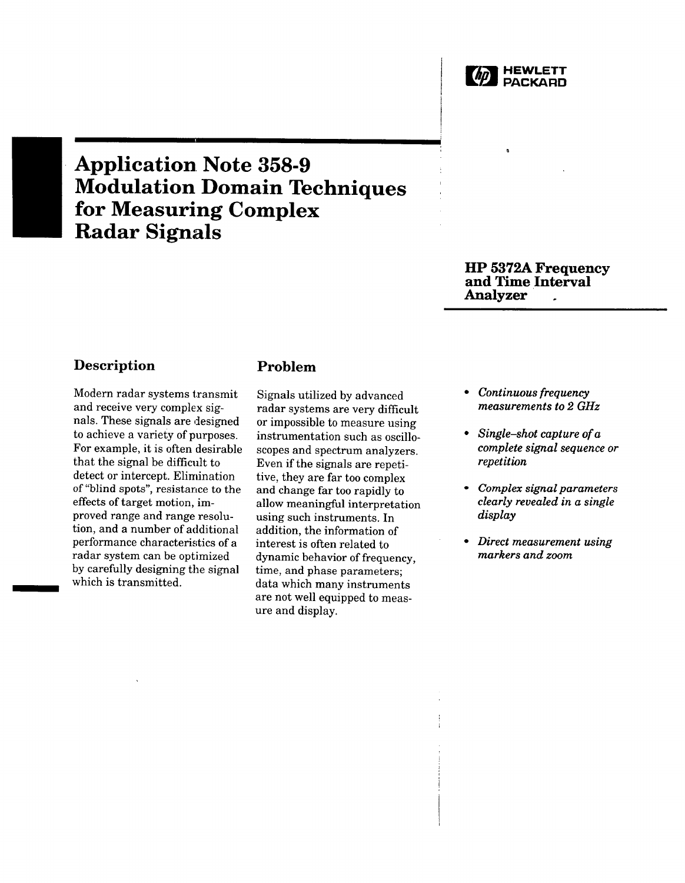HEWLETT PACKARD

# Application Note 358-9 Modulation Domain Techniques for Measuring Complex Radar Signals

## HP 5372A Frequency and Time Interval Analyzer

### Description

Modern radar systems transmit and receive very complex signals. These signals are designed to achieve a variety of purposes. For example, it is often desirable that the signal be difficult to detect or intercept. Elimination of "blind spots", resistance to the effects of target motion, improved range and range resolution, and a number of additional performance characteristics of a radar system can be optimized by carefully designing the signal which is transmitted.

### Problem

Signals utilized by advanced radar systems are very difficult or impossible to measure using instrumentation such as oscilloscopes and spectrum analyzers. Even if the signals are repetitive, they are far too complex and change far too rapidly to allow meaningful interpretation using such instruments. In addition, the information of interest is often related to dynamic behavior of frequency, time, and phase parameters; data which many instruments are not well equipped to measure and display.

- *Continuous frequency measurements to 2 GHz*
- *Single-shot capture of a complete signal sequence or repetition*
- *Complex signal parameters clearly revealed in a single display*
- *Direct measurement using markers and zoom*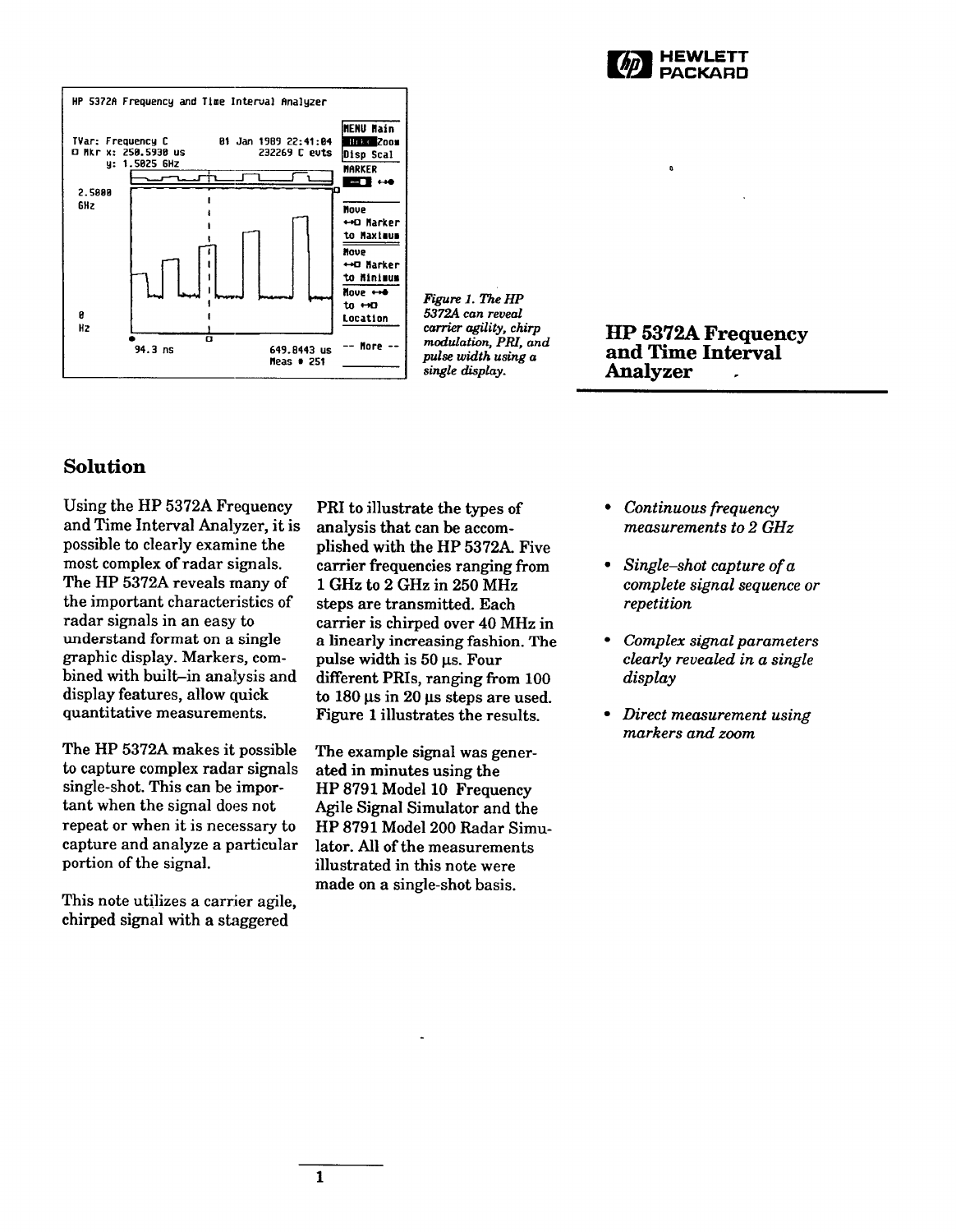HP 5372A Frequency and Time Interval Analyzer

Figure 1. The HP 5372A can reveal carrier agility, chirp modulation, PRI, and pulse width using a single display.

# HP 5372A Frequency and Time Interval Analyzer

## Solution

Using the HP 5372A Frequency and Time Interval Analyzer, it is possible to clearly examine the most complex of radar signals. The HP 5372A reveals many of the important characteristics of radar signals in an easy to understand format on a single graphic display. Markers, combined with built-in analysis and display features, allow quick quantitative measurements.

The HP 5372A makes it possible to capture complex radar signals single-shot. This can be important when the signal does not repeat or when it is necessary to capture and analyze a particular portion of the signal.

This note utilizes a carrier agile, chirped signal with a staggered PRI to illustrate the types of analysis that can be accomplished with the HP 5372A. Five carrier frequencies ranging from 1 GHz to 2 GHz in 250 MHz steps are transmitted. Each carrier is chirped over 40 MHz in a linearly increasing fashion. The pulse width is 50 µs. Four different PRIs, ranging from 100 to 180 µs in 20 µs steps are used. Figure 1 illustrates the results.

The example signal was generated in minutes using the HP 8791 Model 10 Frequency Agile Signal Simulator and the HP 8791 Model 200 Radar Simulator. All of the measurements illustrated in this note were made on a single-shot basis.

- *Continuous frequency measurements to 2 GHz*
- *Single–shot capture of a complete signal sequence or repetition*
- *Complex signal parameters clearly revealed in a single display*
- *Direct measurement using markers and zoom*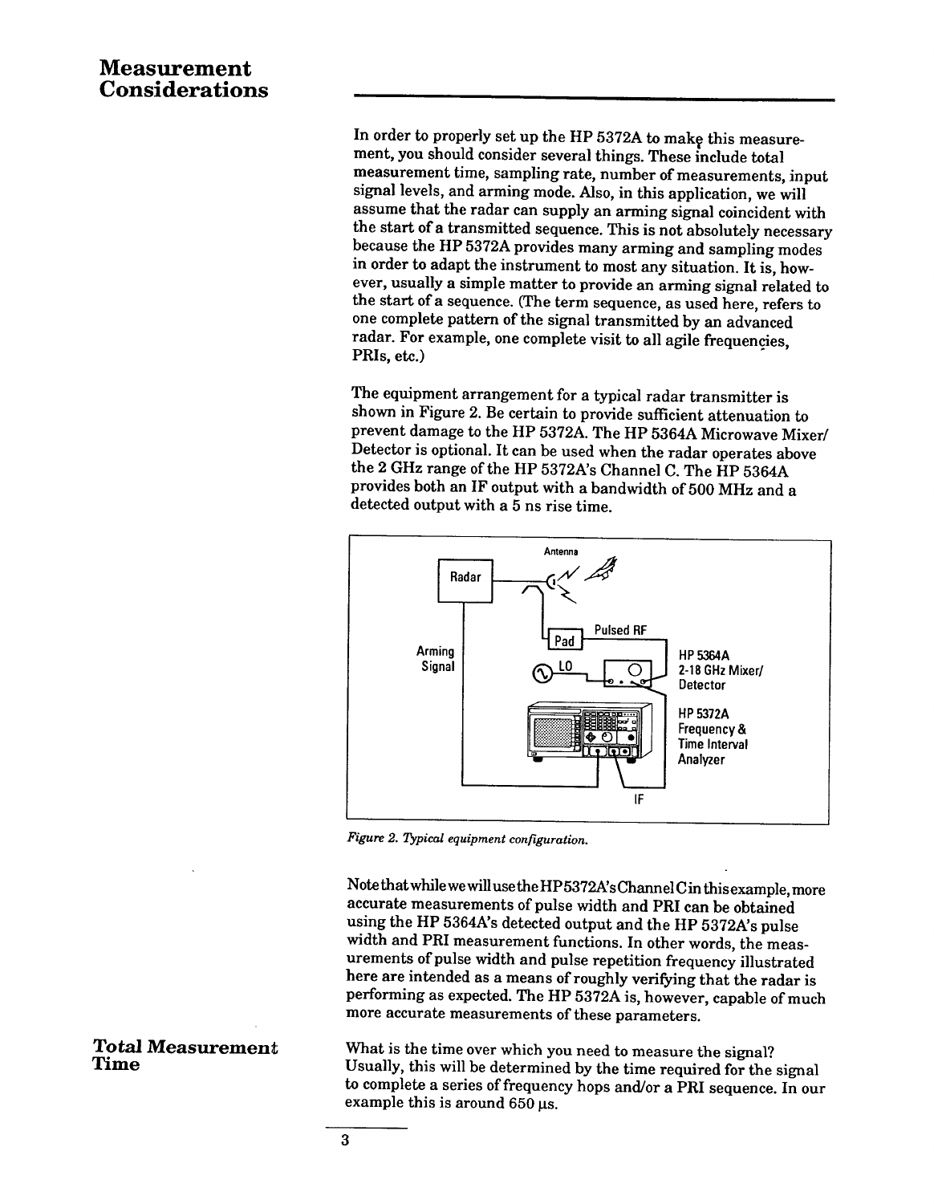## Measurement Considerations

In order to properly set up the HP 5372A to make this measurement, you should consider several things. These include total measurement time, sampling rate, number of measurements, input signal levels, and arming mode. Also, in this application, we will assume that the radar can supply an arming signal coincident with the start of a transmitted sequence. This is not absolutely necessary because the HP 5372A provides many arming and sampling modes in order to adapt the instrument to most any situation. It is, however, usually a simple matter to provide an arming signal related to the start of a sequence. (The term sequence, as used here, refers to one complete pattern of the signal transmitted by an advanced radar. For example, one complete visit to all agile frequencies, PRIs, etc.)

The equipment arrangement for a typical radar transmitter is shown in Figure 2. Be certain to provide sufficient attenuation to prevent damage to the HP 5372A. The HP 5364A Microwave Mixer/Detector is optional. It can be used when the radar operates above the 2 GHz range of the HP 5372A's Channel C. The HP 5364A provides both an IF output with a bandwidth of 500 MHz and a detected output with a 5 ns rise time.

*Figure 2. Typical equipment configuration.*

Note that while we will use the HP 5372A's Channel C in this example, more accurate measurements of pulse width and PRI can be obtained using the HP 5364A's detected output and the HP 5372A's pulse width and PRI measurement functions. In other words, the measurements of pulse width and pulse repetition frequency illustrated here are intended as a means of roughly verifying that the radar is performing as expected. The HP 5372A is, however, capable of much more accurate measurements of these parameters.

### Total Measurement Time

What is the time over which you need to measure the signal? Usually, this will be determined by the time required for the signal to complete a series of frequency hops and/or a PRI sequence. In our example this is around 650 µs.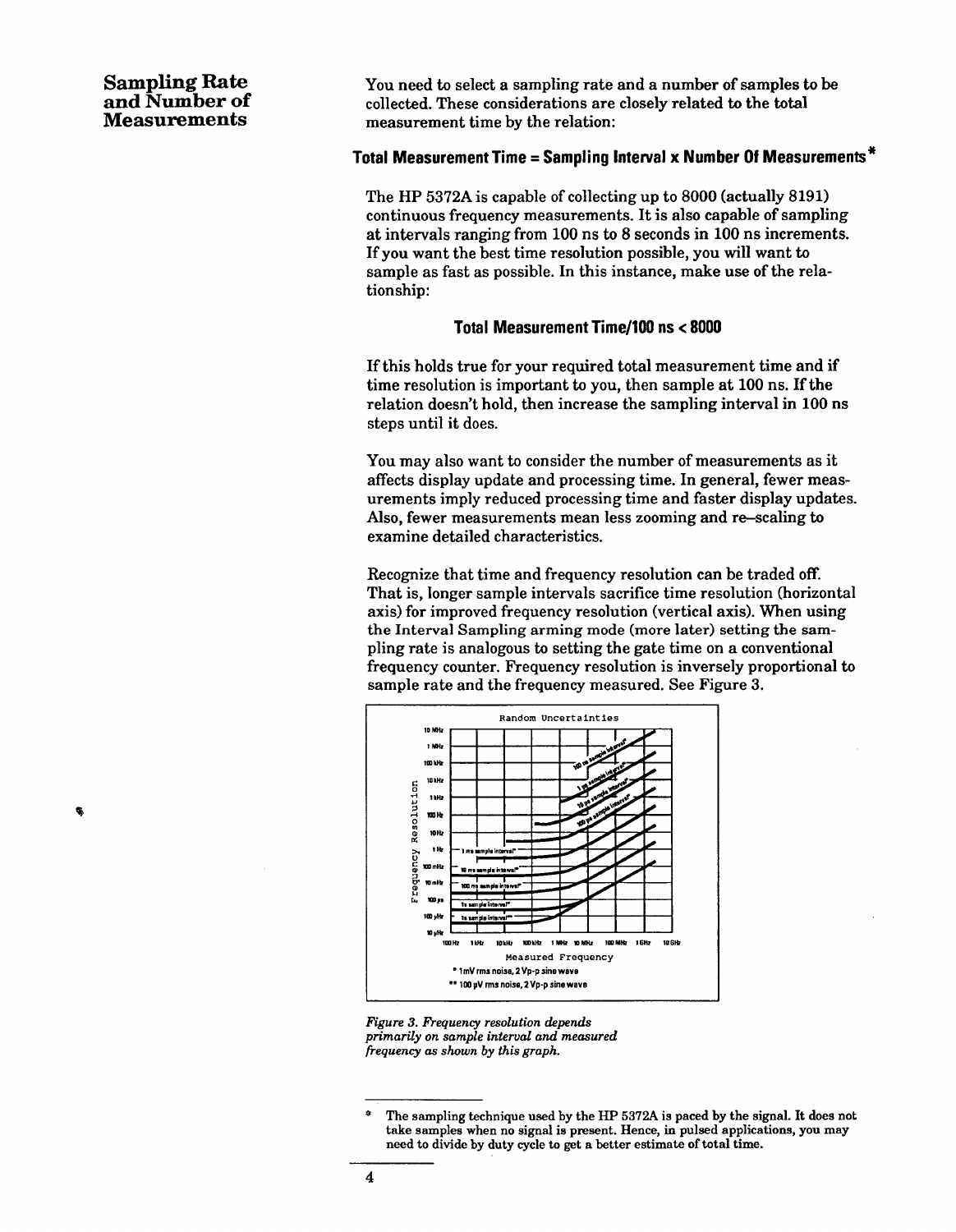## Sampling Rate and Number of Measurements

You need to select a sampling rate and a number of samples to be collected. These considerations are closely related to the total measurement time by the relation:

**Total Measurement Time = Sampling Interval x Number Of Measurements***

The HP 5372A is capable of collecting up to 8000 (actually 8191) continuous frequency measurements. It is also capable of sampling at intervals ranging from 100 ns to 8 seconds in 100 ns increments. If you want the best time resolution possible, you will want to sample as fast as possible. In this instance, make use of the relationship:

**Total Measurement Time/100 ns < 8000**

If this holds true for your required total measurement time and if time resolution is important to you, then sample at 100 ns. If the relation doesn't hold, then increase the sampling interval in 100 ns steps until it does.

You may also want to consider the number of measurements as it affects display update and processing time. In general, fewer measurements imply reduced processing time and faster display updates. Also, fewer measurements mean less zooming and re–scaling to examine detailed characteristics.

Recognize that time and frequency resolution can be traded off. That is, longer sample intervals sacrifice time resolution (horizontal axis) for improved frequency resolution (vertical axis). When using the Interval Sampling arming mode (more later) setting the sampling rate is analogous to setting the gate time on a conventional frequency counter. Frequency resolution is inversely proportional to sample rate and the frequency measured. See Figure 3.

*Figure 3. Frequency resolution depends primarily on sample interval and measured frequency as shown by this graph.*

---

\* The sampling technique used by the HP 5372A is paced by the signal. It does not take samples when no signal is present. Hence, in pulsed applications, you may need to divide by duty cycle to get a better estimate of total time.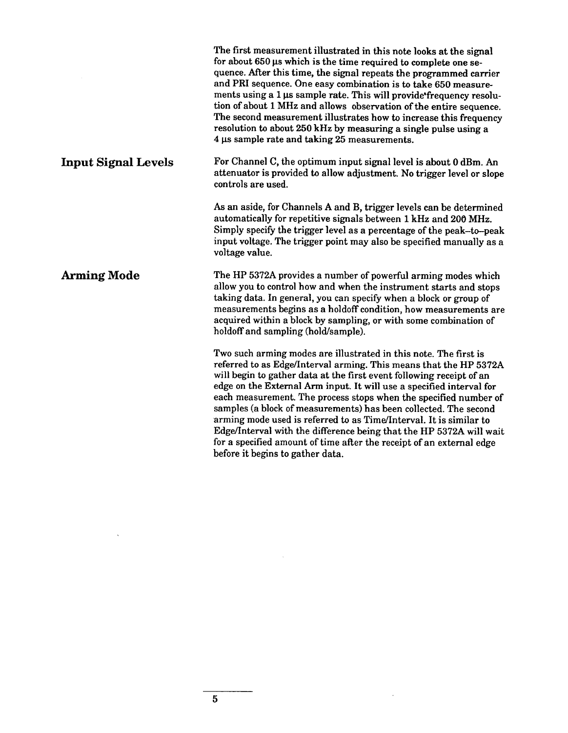The first measurement illustrated in this note looks at the signal for about 650 μs which is the time required to complete one sequence. After this time, the signal repeats the programmed carrier and PRI sequence. One easy combination is to take 650 measurements using a 1 μs sample rate. This will provide frequency resolution of about 1 MHz and allows observation of the entire sequence. The second measurement illustrates how to increase this frequency resolution to about 250 kHz by measuring a single pulse using a 4 μs sample rate and taking 25 measurements.

## Input Signal Levels

For Channel C, the optimum input signal level is about 0 dBm. An attenuator is provided to allow adjustment. No trigger level or slope controls are used.

As an aside, for Channels A and B, trigger levels can be determined automatically for repetitive signals between 1 kHz and 200 MHz. Simply specify the trigger level as a percentage of the peak–to–peak input voltage. The trigger point may also be specified manually as a voltage value.

## Arming Mode

The HP 5372A provides a number of powerful arming modes which allow you to control how and when the instrument starts and stops taking data. In general, you can specify when a block or group of measurements begins as a holdoff condition, how measurements are acquired within a block by sampling, or with some combination of holdoff and sampling (hold/sample).

Two such arming modes are illustrated in this note. The first is referred to as Edge/Interval arming. This means that the HP 5372A will begin to gather data at the first event following receipt of an edge on the External Arm input. It will use a specified interval for each measurement. The process stops when the specified number of samples (a block of measurements) has been collected. The second arming mode used is referred to as Time/Interval. It is similar to Edge/Interval with the difference being that the HP 5372A will wait for a specified amount of time after the receipt of an external edge before it begins to gather data.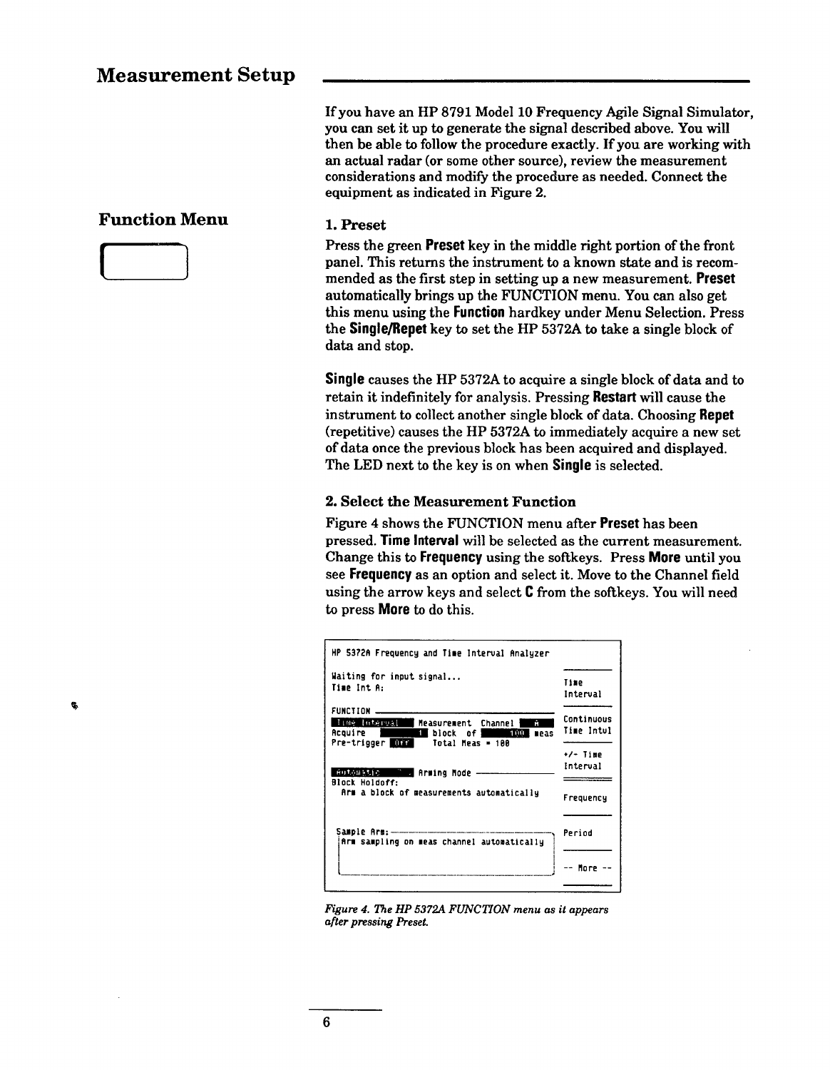## Measurement Setup

If you have an HP 8791 Model 10 Frequency Agile Signal Simulator, you can set it up to generate the signal described above. You will then be able to follow the procedure exactly. If you are working with an actual radar (or some other source), review the measurement considerations and modify the procedure as needed. Connect the equipment as indicated in Figure 2.

### Function Menu

**1. Preset**

Press the green **Preset** key in the middle right portion of the front panel. This returns the instrument to a known state and is recommended as the first step in setting up a new measurement. **Preset** automatically brings up the FUNCTION menu. You can also get this menu using the **Function** hardkey under Menu Selection. Press the **Single/Repet** key to set the HP 5372A to take a single block of data and stop.

**Single** causes the HP 5372A to acquire a single block of data and to retain it indefinitely for analysis. Pressing **Restart** will cause the instrument to collect another single block of data. Choosing **Repet** (repetitive) causes the HP 5372A to immediately acquire a new set of data once the previous block has been acquired and displayed. The LED next to the key is on when **Single** is selected.

**2. Select the Measurement Function**

Figure 4 shows the FUNCTION menu after **Preset** has been pressed. **Time Interval** will be selected as the current measurement. Change this to **Frequency** using the softkeys. Press **More** until you see **Frequency** as an option and select it. Move to the Channel field using the arrow keys and select **C** from the softkeys. You will need to press **More** to do this.

```
HP 5372A Frequency and Time Interval Analyzer

Waiting for input signal...                              Time
Time Int A:                                              Interval

FUNCTION                                                 Continuous
[Time Interval] Measurement  Channel [A]                 Time Intvl
Acquire [1] block of [100] meas
Pre-trigger [Off]   Total Meas = 100                     +/- Time
                                                         Interval
[Automatic] Arming Mode
Block Holdoff:                                           Frequency
  Arm a block of measurements automatically

 Sample Arm:                                             Period
 Arm sampling on meas channel automatically
                                                         -- More --
```

*Figure 4. The HP 5372A FUNCTION menu as it appears after pressing Preset.*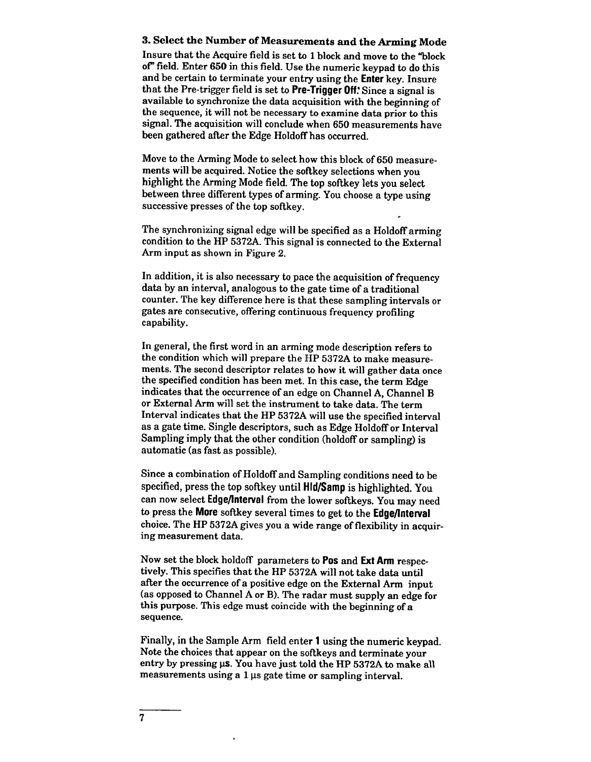### 3. Select the Number of Measurements and the Arming Mode

Insure that the Acquire field is set to 1 block and move to the "block of" field. Enter **650** in this field. Use the numeric keypad to do this and be certain to terminate your entry using the **Enter** key. Insure that the Pre-trigger field is set to **Pre-Trigger Off**. Since a signal is available to synchronize the data acquisition with the beginning of the sequence, it will not be necessary to examine data prior to this signal. The acquisition will conclude when 650 measurements have been gathered after the Edge Holdoff has occurred.

Move to the Arming Mode to select how this block of 650 measurements will be acquired. Notice the softkey selections when you highlight the Arming Mode field. The top softkey lets you select between three different types of arming. You choose a type using successive presses of the top softkey.

The synchronizing signal edge will be specified as a Holdoff arming condition to the HP 5372A. This signal is connected to the External Arm input as shown in Figure 2.

In addition, it is also necessary to pace the acquisition of frequency data by an interval, analogous to the gate time of a traditional counter. The key difference here is that these sampling intervals or gates are consecutive, offering continuous frequency profiling capability.

In general, the first word in an arming mode description refers to the condition which will prepare the HP 5372A to make measurements. The second descriptor relates to how it will gather data once the specified condition has been met. In this case, the term Edge indicates that the occurrence of an edge on Channel A, Channel B or External Arm will set the instrument to take data. The term Interval indicates that the HP 5372A will use the specified interval as a gate time. Single descriptors, such as Edge Holdoff or Interval Sampling imply that the other condition (holdoff or sampling) is automatic (as fast as possible).

Since a combination of Holdoff and Sampling conditions need to be specified, press the top softkey until **Hld/Samp** is highlighted. You can now select **Edge/Interval** from the lower softkeys. You may need to press the **More** softkey several times to get to the **Edge/Interval** choice. The HP 5372A gives you a wide range of flexibility in acquiring measurement data.

Now set the block holdoff parameters to **Pos** and **Ext Arm** respectively. This specifies that the HP 5372A will not take data until after the occurrence of a positive edge on the External Arm input (as opposed to Channel A or B). The radar must supply an edge for this purpose. This edge must coincide with the beginning of a sequence.

Finally, in the Sample Arm field enter **1** using the numeric keypad. Note the choices that appear on the softkeys and terminate your entry by pressing **µs**. You have just told the HP 5372A to make all measurements using a 1 µs gate time or sampling interval.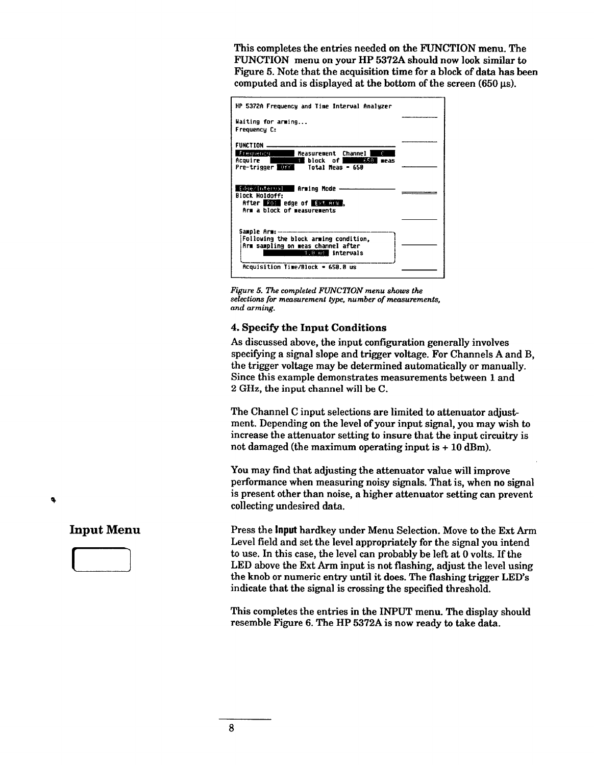This completes the entries needed on the FUNCTION menu. The FUNCTION menu on your HP 5372A should now look similar to Figure 5. Note that the acquisition time for a block of data has been computed and is displayed at the bottom of the screen (650 µs).

```
HP 5372A Frequency and Time Interval Analyzer

Waiting for arming...
Frequency C:

FUNCTION
Frequency        Measurement  Channel  C
Acquire        1  block  of      650  meas
Pre-trigger  Off    Total Meas = 650

Edge/Interval    Arming Mode
Block Holdoff:
  After  Pos  edge of  Ext Arm ,
  Arm a block of measurements

 Sample Arm:
 Following the block arming condition,
 Arm sampling on meas channel after
            1.0 us  intervals

 Acquisition Time/Block = 650.0 us
```

*Figure 5. The completed FUNCTION menu shows the selections for measurement type, number of measurements, and arming.*

### 4. Specify the Input Conditions

As discussed above, the input configuration generally involves specifying a signal slope and trigger voltage. For Channels A and B, the trigger voltage may be determined automatically or manually. Since this example demonstrates measurements between 1 and 2 GHz, the input channel will be C.

The Channel C input selections are limited to attenuator adjustment. Depending on the level of your input signal, you may wish to increase the attenuator setting to insure that the input circuitry is not damaged (the maximum operating input is + 10 dBm).

You may find that adjusting the attenuator value will improve performance when measuring noisy signals. That is, when no signal is present other than noise, a higher attenuator setting can prevent collecting undesired data.

## Input Menu

Press the **Input** hardkey under Menu Selection. Move to the Ext Arm Level field and set the level appropriately for the signal you intend to use. In this case, the level can probably be left at 0 volts. If the LED above the Ext Arm input is not flashing, adjust the level using the knob or numeric entry until it does. The flashing trigger LED's indicate that the signal is crossing the specified threshold.

This completes the entries in the INPUT menu. The display should resemble Figure 6. The HP 5372A is now ready to take data.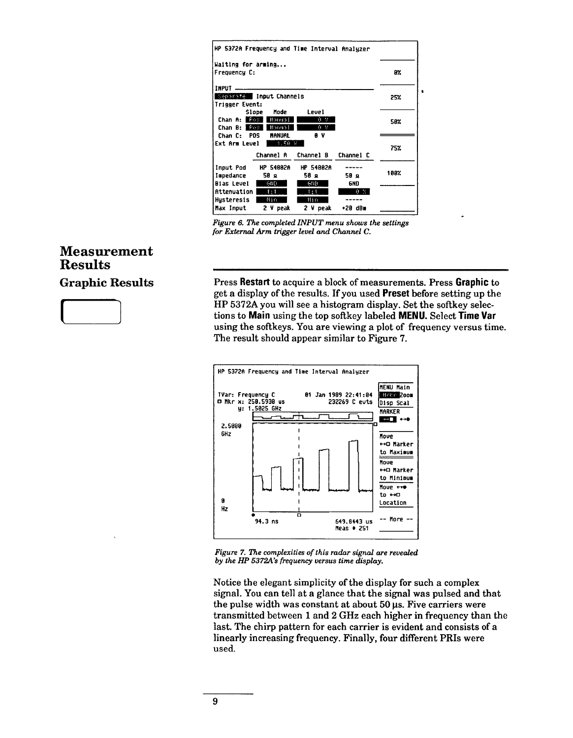```
HP 5372A Frequency and Time Interval Analyzer

Waiting for arming...
Frequency C:                                              0%

INPUT ──────────────────────────────
 Separate  Input Channels                                 25%
Trigger Event:
          Slope   Mode       Level
 Chan A:   Pos   Manual      0 V                          50%
 Chan B:   Pos   Manual      0 V
 Chan C:   POS   MANUAL      0 V
Ext Arm Level   1.50 V                                    75%
              Channel A   Channel B   Channel C

Input Pod     HP 54002A   HP 54002A   -----               100%
Impedance      50 Ω        50 Ω        50 Ω
Bias Level     GND         GND         GND
Attenuation    1:1         1:1         0 %
Hysteresis     Min         Min         -----
Max Input     2 V peak    2 V peak    +20 dBm
```

*Figure 6. The completed INPUT menu shows the settings for External Arm trigger level and Channel C.*

# Measurement Results

## Graphic Results

Press **Restart** to acquire a block of measurements. Press **Graphic** to get a display of the results. If you used **Preset** before setting up the HP 5372A you will see a histogram display. Set the softkey selections to **Main** using the top softkey labeled **MENU.** Select **Time Var** using the softkeys. You are viewing a plot of frequency versus time. The result should appear similar to Figure 7.

```
HP 5372A Frequency and Time Interval Analyzer

                                                        MENU Main
TVar: Frequency C            01 Jan 1989 22:41:04      Auto Zoom
□ Mkr x: 250.5930 us               232269 C evts       Disp Scal
      y: 1.5025 GHz                                     MARKER
                                                        ── ↔●
2.5000
GHz                                                     Move
                                                        ↔□ Marker
                                                        to Maximum
                                                        Move
                                                        ↔□ Marker
                                                        to Minimum
                                                        Move ↔●
0                                                       to ↔□
Hz                                                      Location

       94.3 ns                        649.8443 us       -- More --
                                      Meas # 251
```

*Figure 7. The complexities of this radar signal are revealed by the HP 5372A's frequency versus time display.*

Notice the elegant simplicity of the display for such a complex signal. You can tell at a glance that the signal was pulsed and that the pulse width was constant at about 50 µs. Five carriers were transmitted between 1 and 2 GHz each higher in frequency than the last. The chirp pattern for each carrier is evident and consists of a linearly increasing frequency. Finally, four different PRIs were used.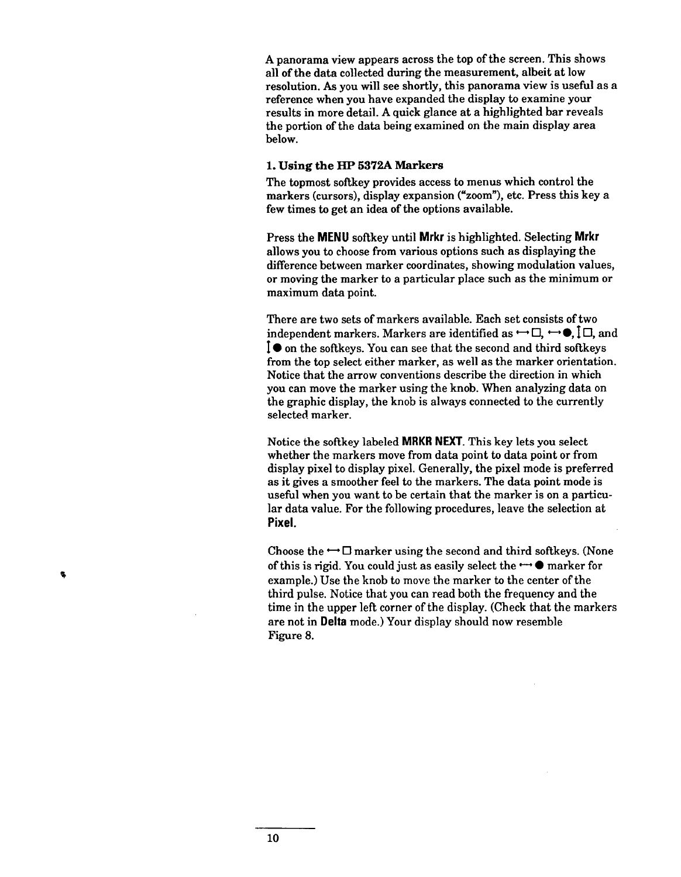A panorama view appears across the top of the screen. This shows all of the data collected during the measurement, albeit at low resolution. As you will see shortly, this panorama view is useful as a reference when you have expanded the display to examine your results in more detail. A quick glance at a highlighted bar reveals the portion of the data being examined on the main display area below.

### 1. Using the HP 5372A Markers

The topmost softkey provides access to menus which control the markers (cursors), display expansion ("zoom"), etc. Press this key a few times to get an idea of the options available.

Press the **MENU** softkey until **Mrkr** is highlighted. Selecting **Mrkr** allows you to choose from various options such as displaying the difference between marker coordinates, showing modulation values, or moving the marker to a particular place such as the minimum or maximum data point.

There are two sets of markers available. Each set consists of two independent markers. Markers are identified as ⟷□, ⟷●, ↕□, and ↕● on the softkeys. You can see that the second and third softkeys from the top select either marker, as well as the marker orientation. Notice that the arrow conventions describe the direction in which you can move the marker using the knob. When analyzing data on the graphic display, the knob is always connected to the currently selected marker.

Notice the softkey labeled **MRKR NEXT**. This key lets you select whether the markers move from data point to data point or from display pixel to display pixel. Generally, the pixel mode is preferred as it gives a smoother feel to the markers. The data point mode is useful when you want to be certain that the marker is on a particular data value. For the following procedures, leave the selection at **Pixel**.

Choose the ⟷□ marker using the second and third softkeys. (None of this is rigid. You could just as easily select the ⟷● marker for example.) Use the knob to move the marker to the center of the third pulse. Notice that you can read both the frequency and the time in the upper left corner of the display. (Check that the markers are not in **Delta** mode.) Your display should now resemble Figure 8.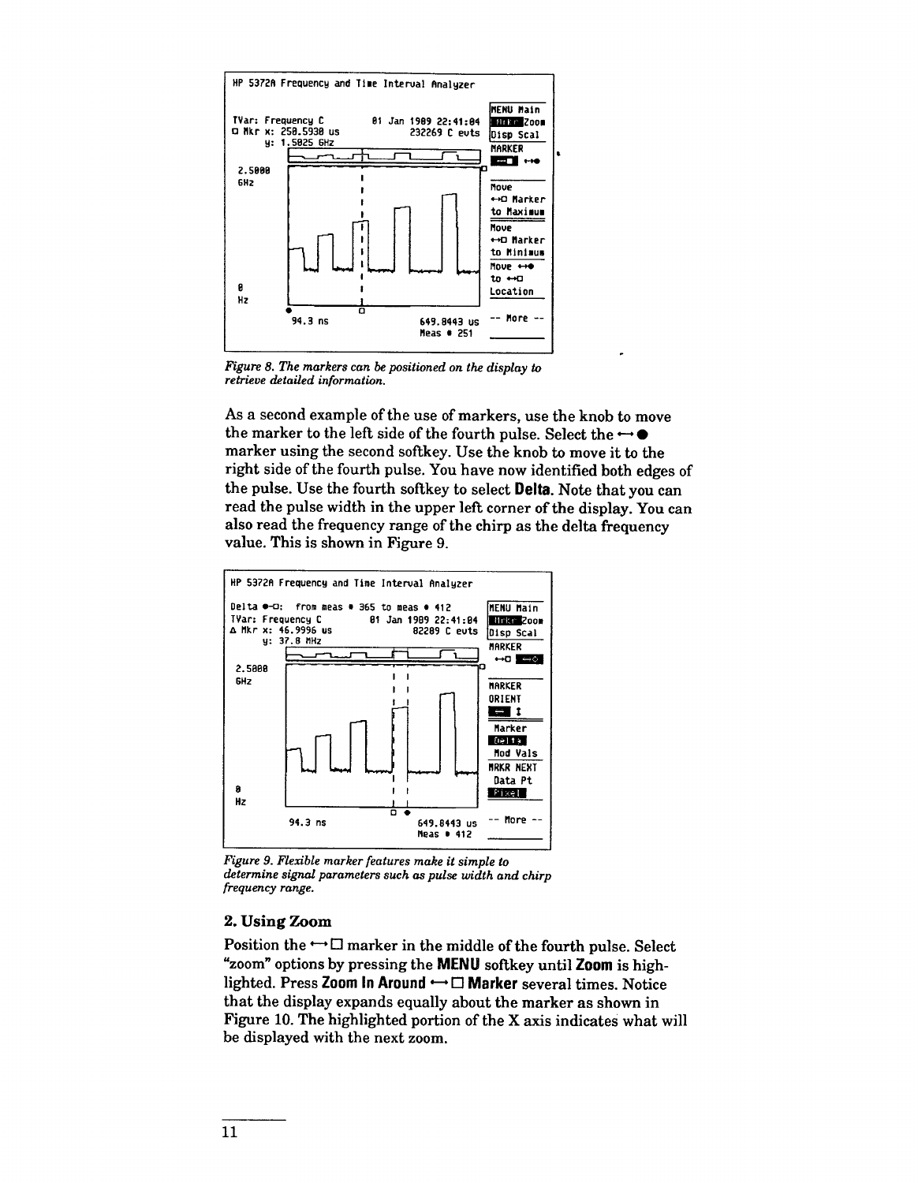Figure 8. The markers can be positioned on the display to retrieve detailed information.

As a second example of the use of markers, use the knob to move the marker to the left side of the fourth pulse. Select the ⟷ ● marker using the second softkey. Use the knob to move it to the right side of the fourth pulse. You have now identified both edges of the pulse. Use the fourth softkey to select **Delta**. Note that you can read the pulse width in the upper left corner of the display. You can also read the frequency range of the chirp as the delta frequency value. This is shown in Figure 9.

Figure 9. Flexible marker features make it simple to determine signal parameters such as pulse width and chirp frequency range.

### 2. Using Zoom

Position the ⟷ ☐ marker in the middle of the fourth pulse. Select "zoom" options by pressing the **MENU** softkey until **Zoom** is highlighted. Press **Zoom In Around ⟷ ☐ Marker** several times. Notice that the display expands equally about the marker as shown in Figure 10. The highlighted portion of the X axis indicates what will be displayed with the next zoom.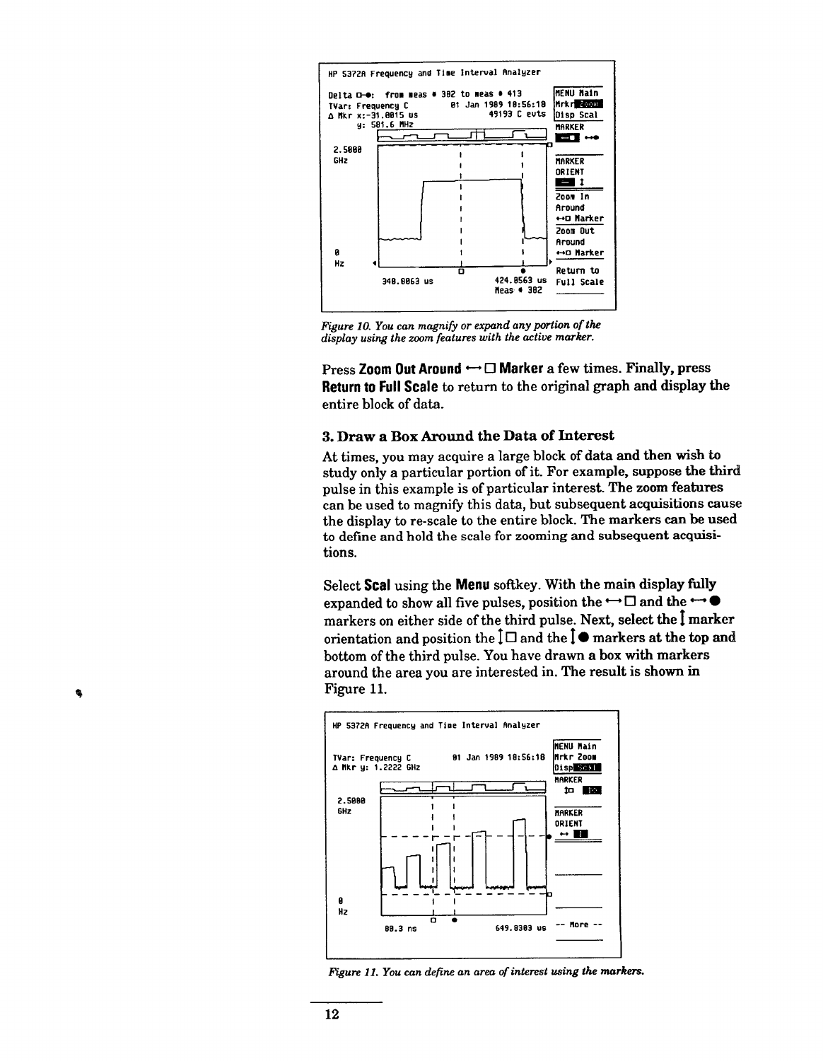*Figure 10. You can magnify or expand any portion of the display using the zoom features with the active marker.*

Press **Zoom Out Around ↔ □ Marker** a few times. Finally, press **Return to Full Scale** to return to the original graph and display the entire block of data.

### 3. Draw a Box Around the Data of Interest

At times, you may acquire a large block of data and then wish to study only a particular portion of it. For example, suppose the third pulse in this example is of particular interest. The zoom features can be used to magnify this data, but subsequent acquisitions cause the display to re-scale to the entire block. The markers can be used to define and hold the scale for zooming and subsequent acquisitions.

Select **Scal** using the **Menu** softkey. With the main display fully expanded to show all five pulses, position the ↔ □ and the ↔ ● markers on either side of the third pulse. Next, select the ↕ marker orientation and position the ↕ □ and the ↕ ● markers at the top and bottom of the third pulse. You have drawn a box with markers around the area you are interested in. The result is shown in Figure 11.

*Figure 11. You can define an area of interest using the markers.*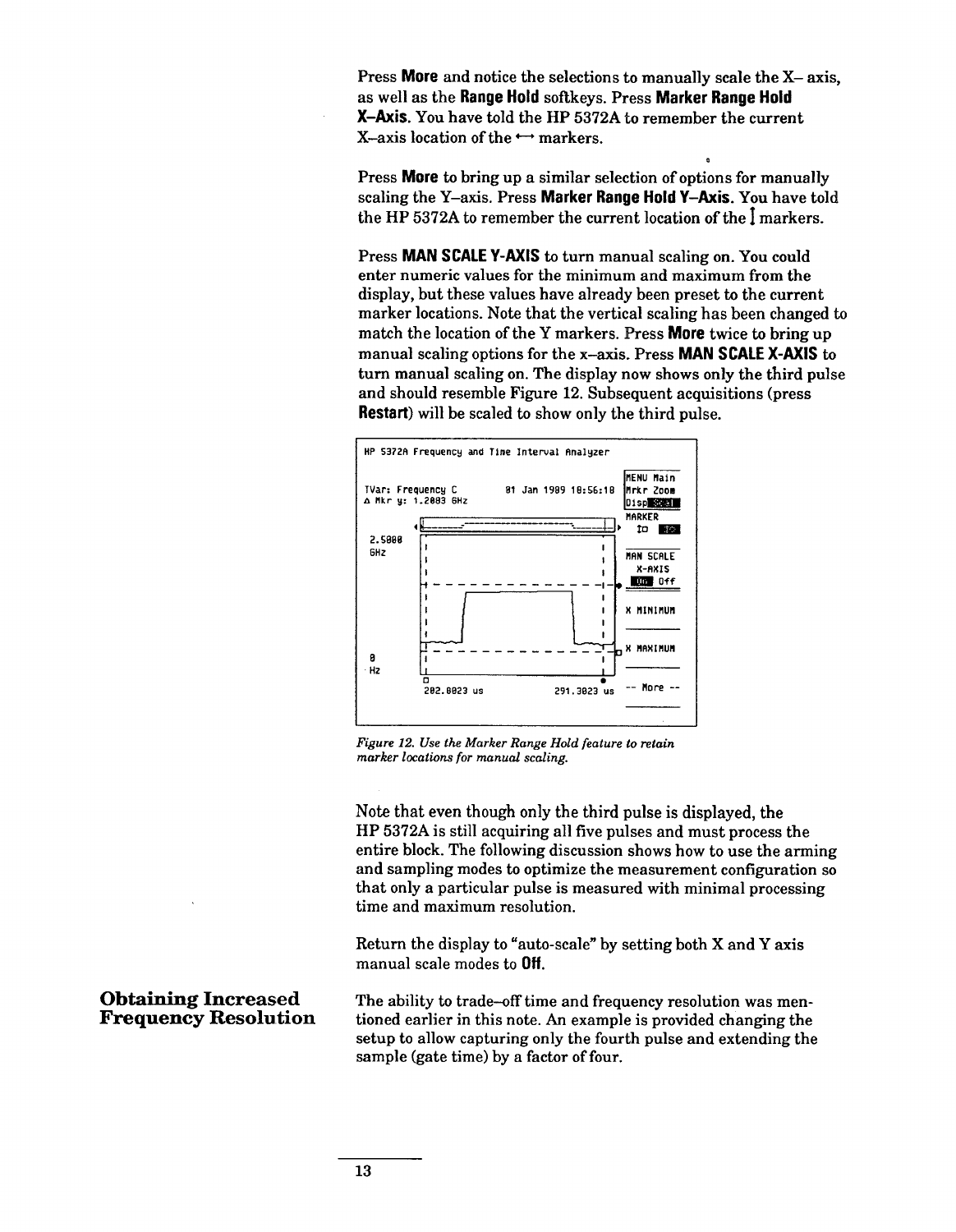Press **More** and notice the selections to manually scale the X– axis, as well as the **Range Hold** softkeys. Press **Marker Range Hold X–Axis**. You have told the HP 5372A to remember the current X–axis location of the ⟷ markers.

Press **More** to bring up a similar selection of options for manually scaling the Y–axis. Press **Marker Range Hold Y–Axis**. You have told the HP 5372A to remember the current location of the ↕ markers.

Press **MAN SCALE Y-AXIS** to turn manual scaling on. You could enter numeric values for the minimum and maximum from the display, but these values have already been preset to the current marker locations. Note that the vertical scaling has been changed to match the location of the Y markers. Press **More** twice to bring up manual scaling options for the x–axis. Press **MAN SCALE X-AXIS** to turn manual scaling on. The display now shows only the third pulse and should resemble Figure 12. Subsequent acquisitions (press **Restart**) will be scaled to show only the third pulse.

*Figure 12. Use the Marker Range Hold feature to retain marker locations for manual scaling.*

Note that even though only the third pulse is displayed, the HP 5372A is still acquiring all five pulses and must process the entire block. The following discussion shows how to use the arming and sampling modes to optimize the measurement configuration so that only a particular pulse is measured with minimal processing time and maximum resolution.

Return the display to "auto-scale" by setting both X and Y axis manual scale modes to **Off**.

## Obtaining Increased Frequency Resolution

The ability to trade–off time and frequency resolution was mentioned earlier in this note. An example is provided changing the setup to allow capturing only the fourth pulse and extending the sample (gate time) by a factor of four.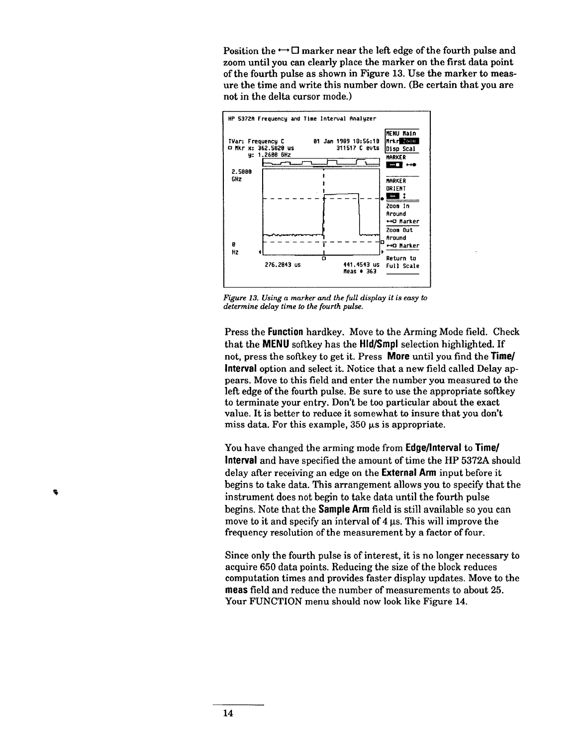Position the ↔ □ marker near the left edge of the fourth pulse and zoom until you can clearly place the marker on the first data point of the fourth pulse as shown in Figure 13. Use the marker to measure the time and write this number down. (Be certain that you are not in the delta cursor mode.)

*Figure 13. Using a marker and the full display it is easy to determine delay time to the fourth pulse.*

Press the **Function** hardkey. Move to the Arming Mode field. Check that the **MENU** softkey has the **Hld/Smpl** selection highlighted. If not, press the softkey to get it. Press **More** until you find the **Time/Interval** option and select it. Notice that a new field called Delay appears. Move to this field and enter the number you measured to the left edge of the fourth pulse. Be sure to use the appropriate softkey to terminate your entry. Don't be too particular about the exact value. It is better to reduce it somewhat to insure that you don't miss data. For this example, 350 μs is appropriate.

You have changed the arming mode from **Edge/Interval** to **Time/Interval** and have specified the amount of time the HP 5372A should delay after receiving an edge on the **External Arm** input before it begins to take data. This arrangement allows you to specify that the instrument does not begin to take data until the fourth pulse begins. Note that the **Sample Arm** field is still available so you can move to it and specify an interval of 4 μs. This will improve the frequency resolution of the measurement by a factor of four.

Since only the fourth pulse is of interest, it is no longer necessary to acquire 650 data points. Reducing the size of the block reduces computation times and provides faster display updates. Move to the **meas** field and reduce the number of measurements to about 25. Your FUNCTION menu should now look like Figure 14.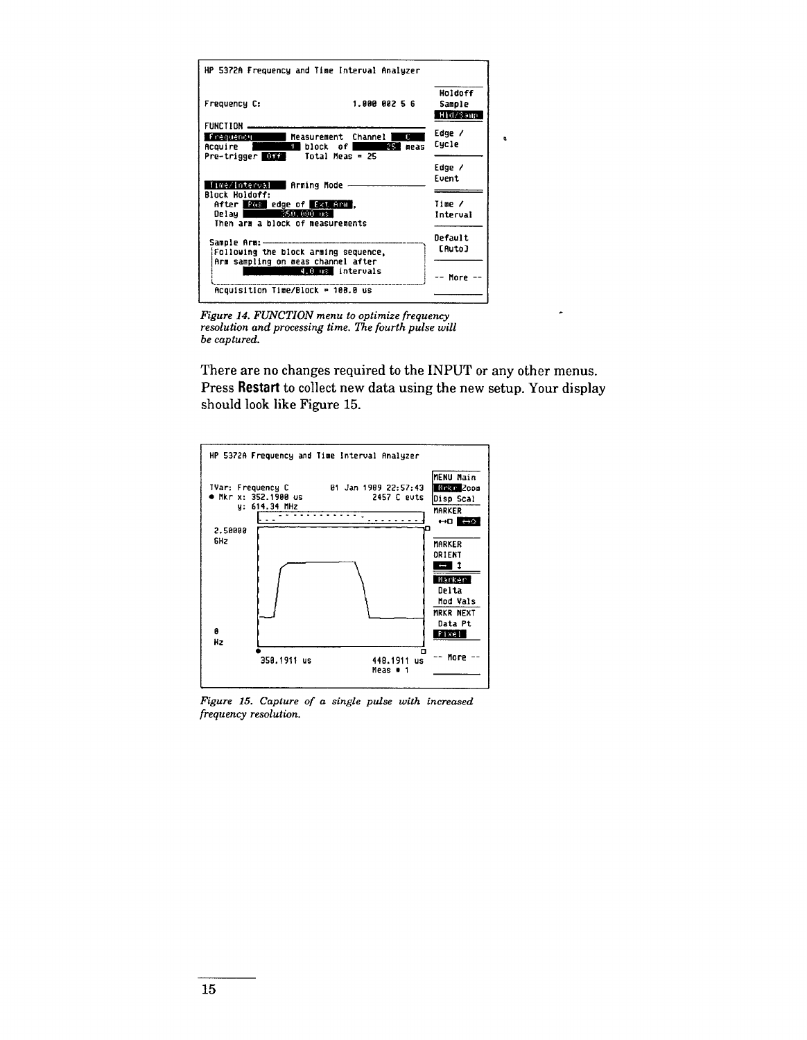```
HP 5372A Frequency and Time Interval Analyzer

                                                            Holdoff
Frequency C:                          1.000 002 5 6         Sample
                                                            Hld/Samp
FUNCTION
Frequency      Measurement  Channel   C                     Edge /
Acquire            1  block  of     25  meas                Cycle
Pre-trigger  Off    Total Meas = 25
                                                            Edge /
                                                            Event
Time/Interval    Arming Mode
Block Holdoff:
  After  Pos  edge of  Ext Arm ,                            Time /
  Delay        350.000 us                                   Interval
  Then arm a block of measurements

 Sample Arm:                                                Default
 Following the block arming sequence,                       [Auto]
 Arm sampling on meas channel after
              4.0 us  intervals
                                                            -- More --
 Acquisition Time/Block = 100.0 us
```

*Figure 14. FUNCTION menu to optimize frequency resolution and processing time. The fourth pulse will be captured.*

There are no changes required to the INPUT or any other menus. Press **Restart** to collect new data using the new setup. Your display should look like Figure 15.

```
HP 5372A Frequency and Time Interval Analyzer

                                                            MENU Main
 TVar: Frequency C            01 Jan 1989 22:57:43          Rrkr Zoom
 • Mkr x: 352.1900 us                 2457 C evts           Disp Scal
       y: 614.34 MHz                                        MARKER

 2.50000                                                    MARKER
 GHz                                                        ORIENT

                                                            Marker
                                                             Delta
                                                             Mod Vals
                                                            MRKR NEXT
                                                             Data Pt
 0                                                          Pixel
 Hz
           350.1911 us               448.1911 us            -- More --
                                     Meas # 1
```

*Figure 15. Capture of a single pulse with increased frequency resolution.*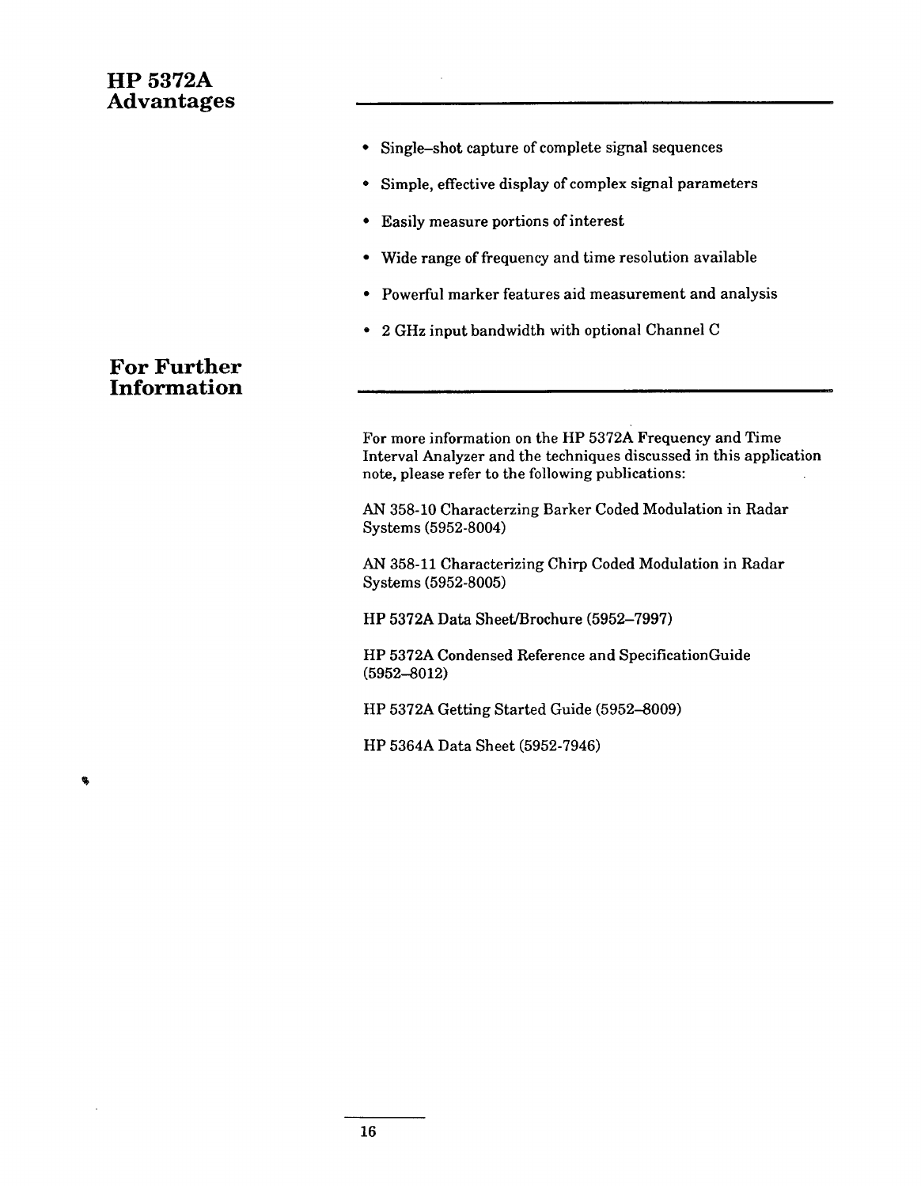## HP 5372A Advantages

- Single–shot capture of complete signal sequences
- Simple, effective display of complex signal parameters
- Easily measure portions of interest
- Wide range of frequency and time resolution available
- Powerful marker features aid measurement and analysis
- 2 GHz input bandwidth with optional Channel C

## For Further Information

For more information on the HP 5372A Frequency and Time Interval Analyzer and the techniques discussed in this application note, please refer to the following publications:

AN 358-10 Characterzing Barker Coded Modulation in Radar Systems (5952-8004)

AN 358-11 Characterizing Chirp Coded Modulation in Radar Systems (5952-8005)

HP 5372A Data Sheet/Brochure (5952–7997)

HP 5372A Condensed Reference and SpecificationGuide (5952–8012)

HP 5372A Getting Started Guide (5952–8009)

HP 5364A Data Sheet (5952-7946)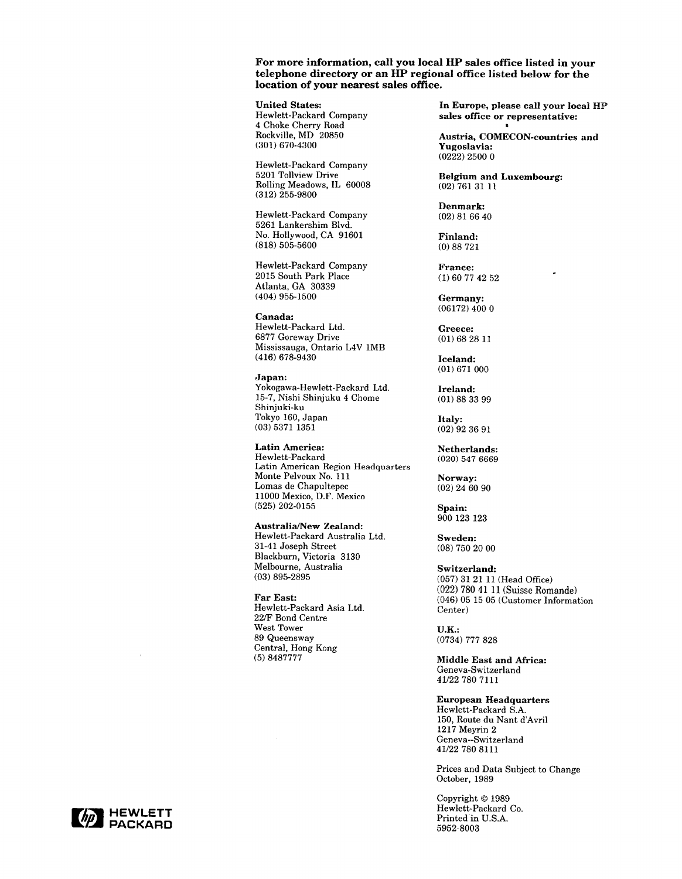**For more information, call you local HP sales office listed in your telephone directory or an HP regional office listed below for the location of your nearest sales office.**

**United States:**
Hewlett-Packard Company
4 Choke Cherry Road
Rockville, MD 20850
(301) 670-4300

Hewlett-Packard Company
5201 Tollview Drive
Rolling Meadows, IL 60008
(312) 255-9800

Hewlett-Packard Company
5261 Lankershim Blvd.
No. Hollywood, CA 91601
(818) 505-5600

Hewlett-Packard Company
2015 South Park Place
Atlanta, GA 30339
(404) 955-1500

**Canada:**
Hewlett-Packard Ltd.
6877 Goreway Drive
Mississauga, Ontario L4V 1MB
(416) 678-9430

**Japan:**
Yokogawa-Hewlett-Packard Ltd.
15-7, Nishi Shinjuku 4 Chome
Shinjuki-ku
Tokyo 160, Japan
(03) 5371 1351

**Latin America:**
Hewlett-Packard
Latin American Region Headquarters
Monte Pelvoux No. 111
Lomas de Chapultepec
11000 Mexico, D.F. Mexico
(525) 202-0155

**Australia/New Zealand:**
Hewlett-Packard Australia Ltd.
31-41 Joseph Street
Blackburn, Victoria 3130
Melbourne, Australia
(03) 895-2895

**Far East:**
Hewlett-Packard Asia Ltd.
22/F Bond Centre
West Tower
89 Queensway
Central, Hong Kong
(5) 8487777

**In Europe, please call your local HP sales office or representative:**

**Austria, COMECON-countries and Yugoslavia:**
(0222) 2500 0

**Belgium and Luxembourg:**
(02) 761 31 11

**Denmark:**
(02) 81 66 40

**Finland:**
(0) 88 721

**France:**
(1) 60 77 42 52

**Germany:**
(06172) 400 0

**Greece:**
(01) 68 28 11

**Iceland:**
(01) 671 000

**Ireland:**
(01) 88 33 99

**Italy:**
(02) 92 36 91

**Netherlands:**
(020) 547 6669

**Norway:**
(02) 24 60 90

**Spain:**
900 123 123

**Sweden:**
(08) 750 20 00

**Switzerland:**
(057) 31 21 11 (Head Office)
(022) 780 41 11 (Suisse Romande)
(046) 05 15 05 (Customer Information Center)

**U.K.:**
(0734) 777 828

**Middle East and Africa:**
Geneva-Switzerland
41/22 780 7111

**European Headquarters**
Hewlett-Packard S.A.
150, Route du Nant d'Avril
1217 Meyrin 2
Geneva--Switzerland
41/22 780 8111

Prices and Data Subject to Change
October, 1989

Copyright © 1989
Hewlett-Packard Co.
Printed in U.S.A.
5952-8003

HEWLETT PACKARD